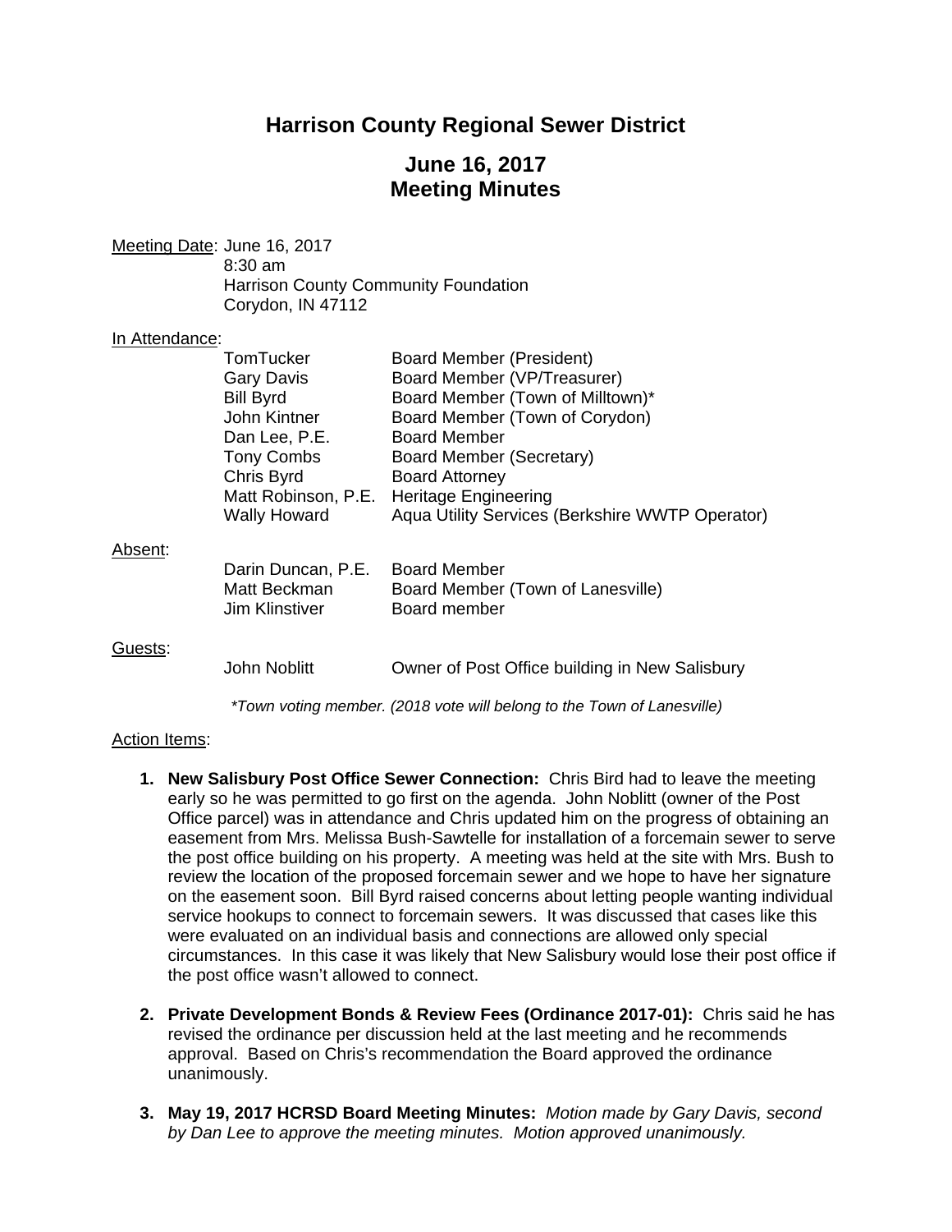# Harrison County Regional Sewer District

## June 16, 2017
## Meeting Minutes

Meeting Date: June 16, 2017
8:30 am
Harrison County Community Foundation
Corydon, IN 47112

In Attendance:

| | |
|---|---|
| TomTucker | Board Member (President) |
| Gary Davis | Board Member (VP/Treasurer) |
| Bill Byrd | Board Member (Town of Milltown)* |
| John Kintner | Board Member (Town of Corydon) |
| Dan Lee, P.E. | Board Member |
| Tony Combs | Board Member (Secretary) |
| Chris Byrd | Board Attorney |
| Matt Robinson, P.E. | Heritage Engineering |
| Wally Howard | Aqua Utility Services (Berkshire WWTP Operator) |

Absent:

| | |
|---|---|
| Darin Duncan, P.E. | Board Member |
| Matt Beckman | Board Member (Town of Lanesville) |
| Jim Klinstiver | Board member |

Guests:

| | |
|---|---|
| John Noblitt | Owner of Post Office building in New Salisbury |

*\*Town voting member. (2018 vote will belong to the Town of Lanesville)*

Action Items:

1. **New Salisbury Post Office Sewer Connection:** Chris Bird had to leave the meeting early so he was permitted to go first on the agenda. John Noblitt (owner of the Post Office parcel) was in attendance and Chris updated him on the progress of obtaining an easement from Mrs. Melissa Bush-Sawtelle for installation of a forcemain sewer to serve the post office building on his property. A meeting was held at the site with Mrs. Bush to review the location of the proposed forcemain sewer and we hope to have her signature on the easement soon. Bill Byrd raised concerns about letting people wanting individual service hookups to connect to forcemain sewers. It was discussed that cases like this were evaluated on an individual basis and connections are allowed only special circumstances. In this case it was likely that New Salisbury would lose their post office if the post office wasn't allowed to connect.

2. **Private Development Bonds & Review Fees (Ordinance 2017-01):** Chris said he has revised the ordinance per discussion held at the last meeting and he recommends approval. Based on Chris's recommendation the Board approved the ordinance unanimously.

3. **May 19, 2017 HCRSD Board Meeting Minutes:** *Motion made by Gary Davis, second by Dan Lee to approve the meeting minutes. Motion approved unanimously.*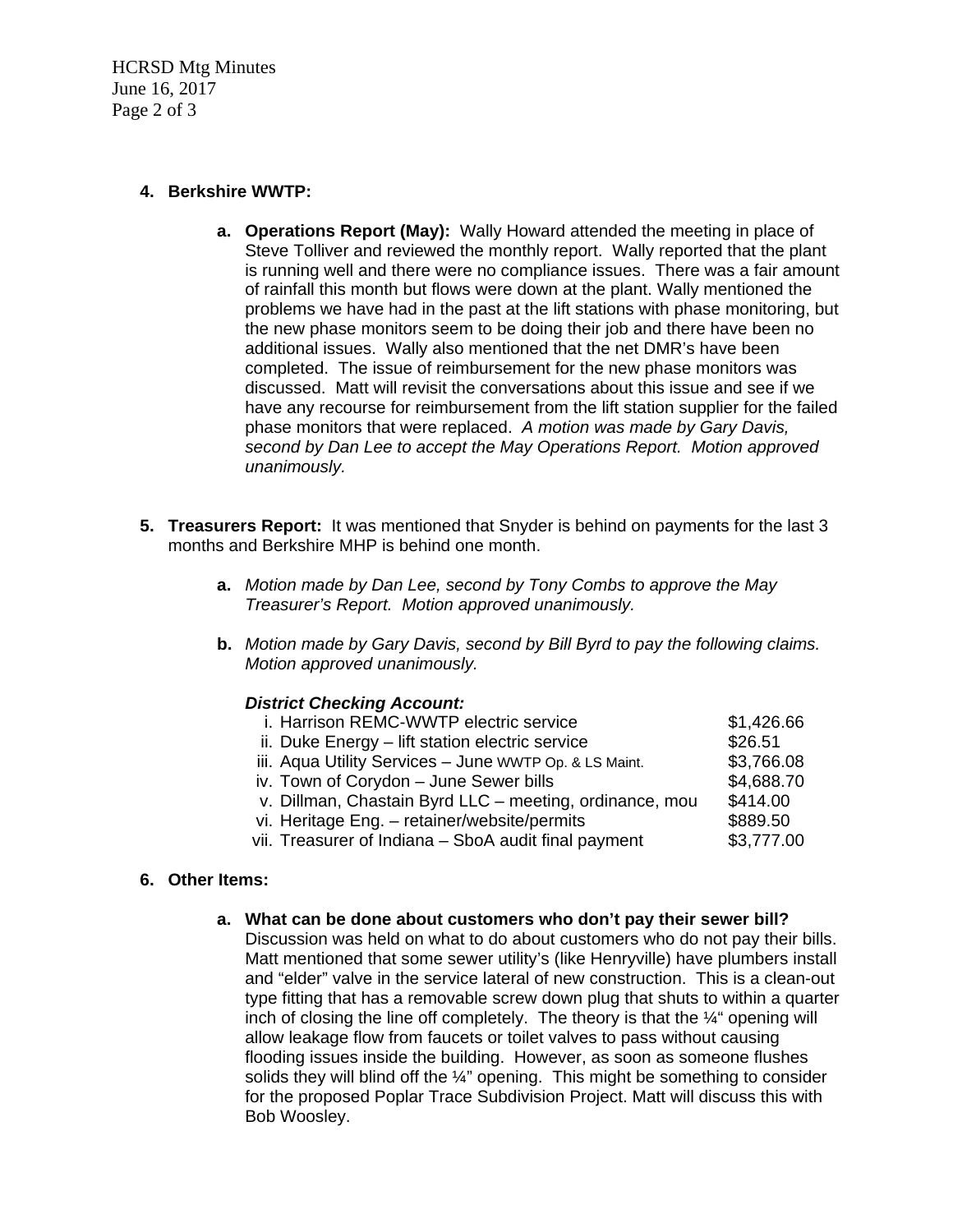4. **Berkshire WWTP:**

   a. **Operations Report (May):** Wally Howard attended the meeting in place of Steve Tolliver and reviewed the monthly report. Wally reported that the plant is running well and there were no compliance issues. There was a fair amount of rainfall this month but flows were down at the plant. Wally mentioned the problems we have had in the past at the lift stations with phase monitoring, but the new phase monitors seem to be doing their job and there have been no additional issues. Wally also mentioned that the net DMR's have been completed. The issue of reimbursement for the new phase monitors was discussed. Matt will revisit the conversations about this issue and see if we have any recourse for reimbursement from the lift station supplier for the failed phase monitors that were replaced. *A motion was made by Gary Davis, second by Dan Lee to accept the May Operations Report. Motion approved unanimously.*

5. **Treasurers Report:** It was mentioned that Snyder is behind on payments for the last 3 months and Berkshire MHP is behind one month.

   a. *Motion made by Dan Lee, second by Tony Combs to approve the May Treasurer's Report. Motion approved unanimously.*

   b. *Motion made by Gary Davis, second by Bill Byrd to pay the following claims. Motion approved unanimously.*

   ***District Checking Account:***

   | | |
   |---|---|
   | i. Harrison REMC-WWTP electric service | $1,426.66 |
   | ii. Duke Energy – lift station electric service | $26.51 |
   | iii. Aqua Utility Services – June WWTP Op. & LS Maint. | $3,766.08 |
   | iv. Town of Corydon – June Sewer bills | $4,688.70 |
   | v. Dillman, Chastain Byrd LLC – meeting, ordinance, mou | $414.00 |
   | vi. Heritage Eng. – retainer/website/permits | $889.50 |
   | vii. Treasurer of Indiana – SboA audit final payment | $3,777.00 |

6. **Other Items:**

   a. **What can be done about customers who don't pay their sewer bill?** Discussion was held on what to do about customers who do not pay their bills. Matt mentioned that some sewer utility's (like Henryville) have plumbers install and "elder" valve in the service lateral of new construction. This is a clean-out type fitting that has a removable screw down plug that shuts to within a quarter inch of closing the line off completely. The theory is that the ¼" opening will allow leakage flow from faucets or toilet valves to pass without causing flooding issues inside the building. However, as soon as someone flushes solids they will blind off the ¼" opening. This might be something to consider for the proposed Poplar Trace Subdivision Project. Matt will discuss this with Bob Woosley.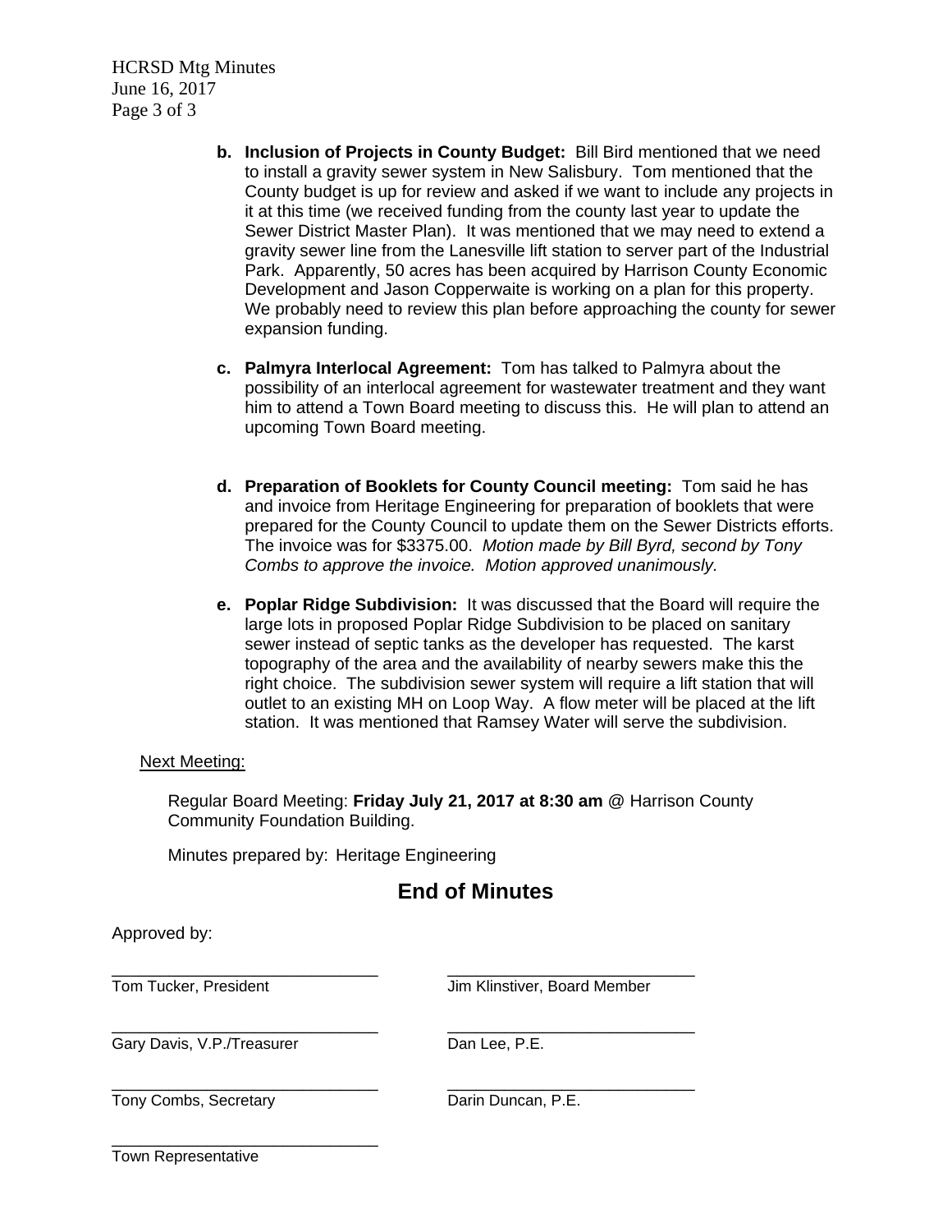b. **Inclusion of Projects in County Budget:** Bill Bird mentioned that we need to install a gravity sewer system in New Salisbury. Tom mentioned that the County budget is up for review and asked if we want to include any projects in it at this time (we received funding from the county last year to update the Sewer District Master Plan). It was mentioned that we may need to extend a gravity sewer line from the Lanesville lift station to server part of the Industrial Park. Apparently, 50 acres has been acquired by Harrison County Economic Development and Jason Copperwaite is working on a plan for this property. We probably need to review this plan before approaching the county for sewer expansion funding.

c. **Palmyra Interlocal Agreement:** Tom has talked to Palmyra about the possibility of an interlocal agreement for wastewater treatment and they want him to attend a Town Board meeting to discuss this. He will plan to attend an upcoming Town Board meeting.

d. **Preparation of Booklets for County Council meeting:** Tom said he has and invoice from Heritage Engineering for preparation of booklets that were prepared for the County Council to update them on the Sewer Districts efforts. The invoice was for $3375.00. *Motion made by Bill Byrd, second by Tony Combs to approve the invoice. Motion approved unanimously.*

e. **Poplar Ridge Subdivision:** It was discussed that the Board will require the large lots in proposed Poplar Ridge Subdivision to be placed on sanitary sewer instead of septic tanks as the developer has requested. The karst topography of the area and the availability of nearby sewers make this the right choice. The subdivision sewer system will require a lift station that will outlet to an existing MH on Loop Way. A flow meter will be placed at the lift station. It was mentioned that Ramsey Water will serve the subdivision.

Next Meeting:

Regular Board Meeting: **Friday July 21, 2017 at 8:30 am** @ Harrison County Community Foundation Building.

Minutes prepared by: Heritage Engineering

## End of Minutes

Approved by:

| | |
|---|---|
| ____________________________ | ____________________________ |
| Tom Tucker, President | Jim Klinstiver, Board Member |
| ____________________________ | ____________________________ |
| Gary Davis, V.P./Treasurer | Dan Lee, P.E. |
| ____________________________ | ____________________________ |
| Tony Combs, Secretary | Darin Duncan, P.E. |
| ____________________________ | |
| Town Representative | |